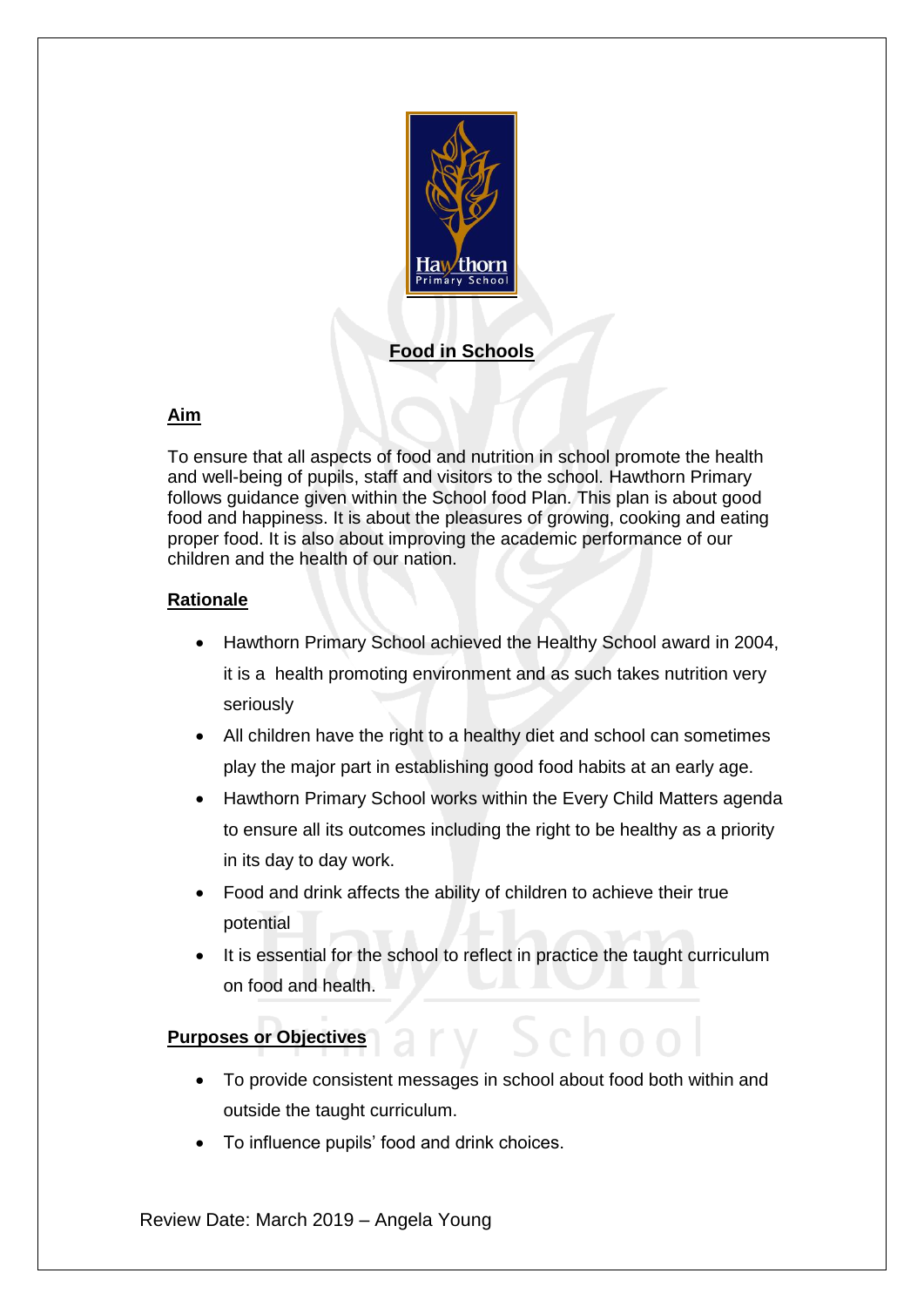# Food in Schools

## Aim

To ensure that all aspects of food and nutrition in school promote the health and well-being of pupils, staff and visitors to the school. Hawthorn Primary follows guidance given within the School food Plan. This plan is about good food and happiness. It is about the pleasures of growing, cooking and eating proper food. It is also about improving the academic performance of our children and the health of our nation.

## Rationale

- Hawthorn Primary School achieved the Healthy School award in 2004, it is a health promoting environment and as such takes nutrition very seriously
- All children have the right to a healthy diet and school can sometimes play the major part in establishing good food habits at an early age.
- Hawthorn Primary School works within the Every Child Matters agenda to ensure all its outcomes including the right to be healthy as a priority in its day to day work.
- Food and drink affects the ability of children to achieve their true potential
- It is essential for the school to reflect in practice the taught curriculum on food and health.

## Purposes or Objectives

- To provide consistent messages in school about food both within and outside the taught curriculum.
- To influence pupils' food and drink choices.

Review Date: March 2019 – Angela Young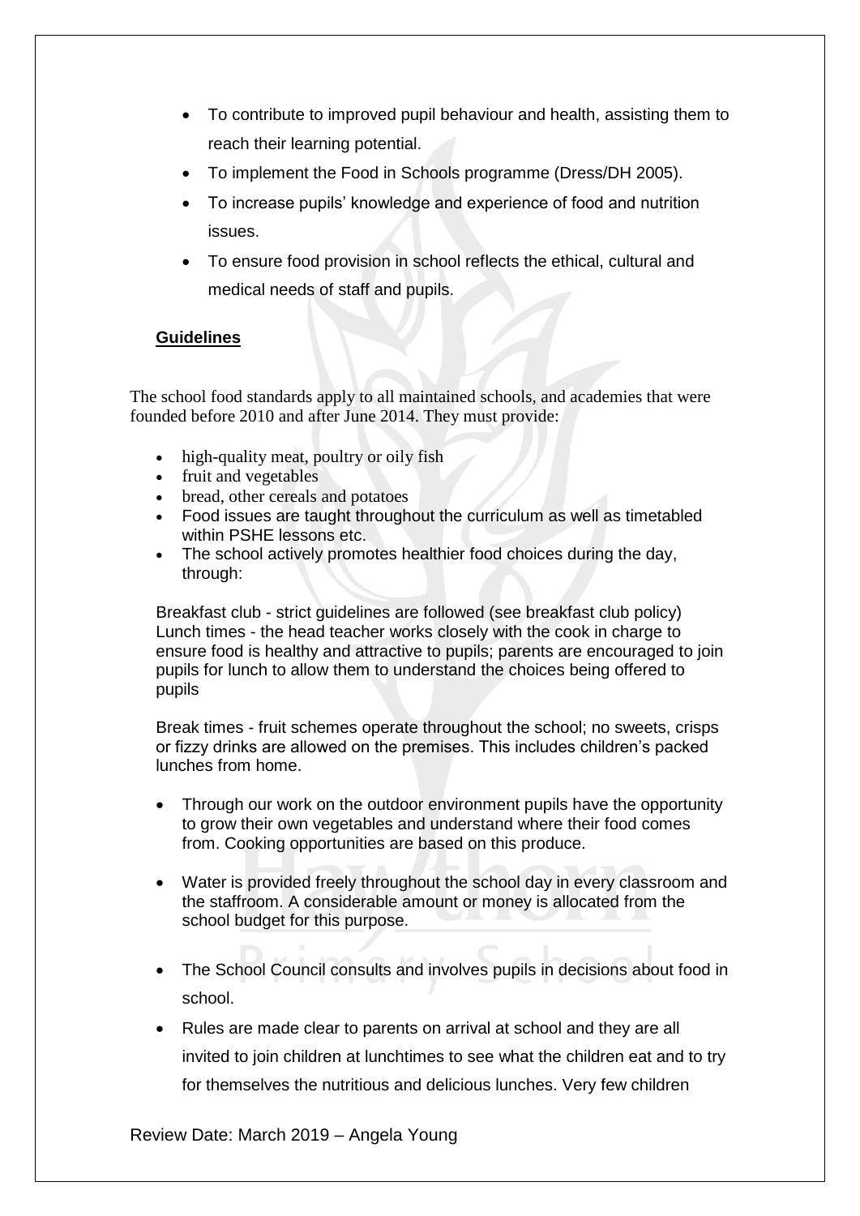- To contribute to improved pupil behaviour and health, assisting them to reach their learning potential.
- To implement the Food in Schools programme (Dress/DH 2005).
- To increase pupils' knowledge and experience of food and nutrition issues.
- To ensure food provision in school reflects the ethical, cultural and medical needs of staff and pupils.

**Guidelines**

The school food standards apply to all maintained schools, and academies that were founded before 2010 and after June 2014. They must provide:

- high-quality meat, poultry or oily fish
- fruit and vegetables
- bread, other cereals and potatoes
- Food issues are taught throughout the curriculum as well as timetabled within PSHE lessons etc.
- The school actively promotes healthier food choices during the day, through:

Breakfast club - strict guidelines are followed (see breakfast club policy)
Lunch times - the head teacher works closely with the cook in charge to ensure food is healthy and attractive to pupils; parents are encouraged to join pupils for lunch to allow them to understand the choices being offered to pupils

Break times - fruit schemes operate throughout the school; no sweets, crisps or fizzy drinks are allowed on the premises. This includes children's packed lunches from home.

- Through our work on the outdoor environment pupils have the opportunity to grow their own vegetables and understand where their food comes from. Cooking opportunities are based on this produce.
- Water is provided freely throughout the school day in every classroom and the staffroom. A considerable amount or money is allocated from the school budget for this purpose.
- The School Council consults and involves pupils in decisions about food in school.
- Rules are made clear to parents on arrival at school and they are all invited to join children at lunchtimes to see what the children eat and to try for themselves the nutritious and delicious lunches. Very few children

Review Date: March 2019 – Angela Young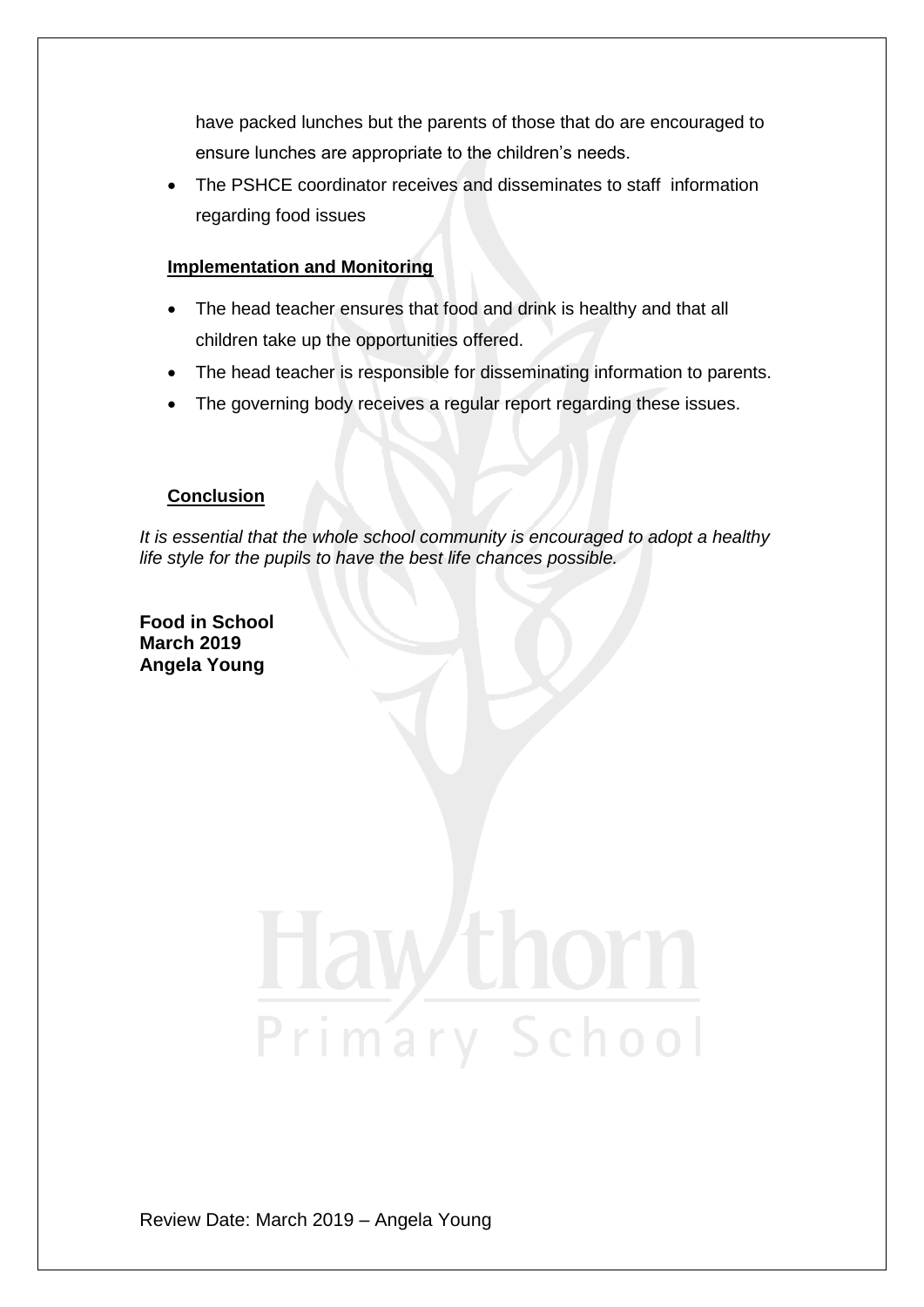have packed lunches but the parents of those that do are encouraged to ensure lunches are appropriate to the children's needs.

- The PSHCE coordinator receives and disseminates to staff information regarding food issues

**Implementation and Monitoring**

- The head teacher ensures that food and drink is healthy and that all children take up the opportunities offered.
- The head teacher is responsible for disseminating information to parents.
- The governing body receives a regular report regarding these issues.

**Conclusion**

*It is essential that the whole school community is encouraged to adopt a healthy life style for the pupils to have the best life chances possible.*

**Food in School**
**March 2019**
**Angela Young**

Review Date: March 2019 – Angela Young